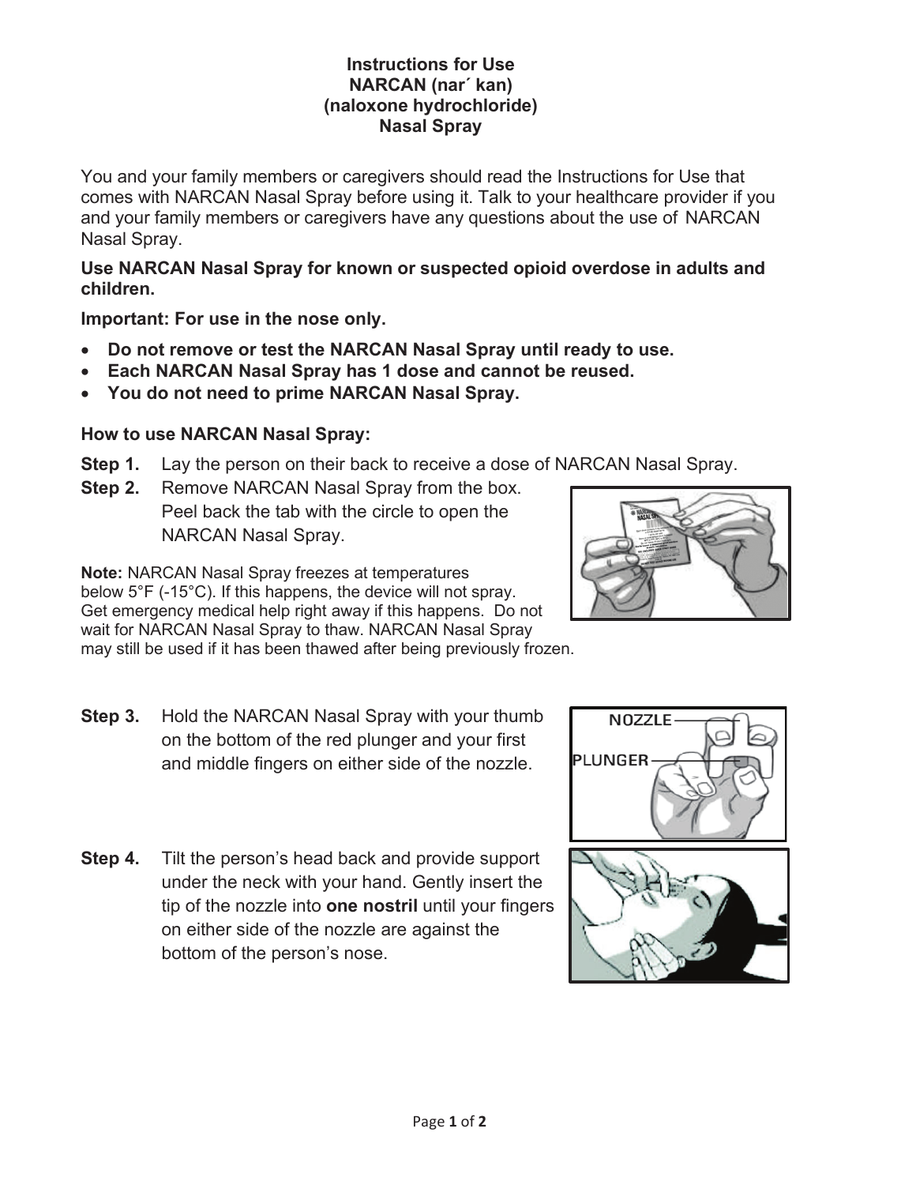# Instructions for Use
# NARCAN (nar´ kan)
# (naloxone hydrochloride)
# Nasal Spray

You and your family members or caregivers should read the Instructions for Use that comes with NARCAN Nasal Spray before using it. Talk to your healthcare provider if you and your family members or caregivers have any questions about the use of NARCAN Nasal Spray.

**Use NARCAN Nasal Spray for known or suspected opioid overdose in adults and children.**

**Important: For use in the nose only.**

- **Do not remove or test the NARCAN Nasal Spray until ready to use.**
- **Each NARCAN Nasal Spray has 1 dose and cannot be reused.**
- **You do not need to prime NARCAN Nasal Spray.**

**How to use NARCAN Nasal Spray:**

**Step 1.** Lay the person on their back to receive a dose of NARCAN Nasal Spray.

**Step 2.** Remove NARCAN Nasal Spray from the box. Peel back the tab with the circle to open the NARCAN Nasal Spray.

**Note:** NARCAN Nasal Spray freezes at temperatures below 5°F (-15°C). If this happens, the device will not spray. Get emergency medical help right away if this happens. Do not wait for NARCAN Nasal Spray to thaw. NARCAN Nasal Spray may still be used if it has been thawed after being previously frozen.

**Step 3.** Hold the NARCAN Nasal Spray with your thumb on the bottom of the red plunger and your first and middle fingers on either side of the nozzle.

**Step 4.** Tilt the person's head back and provide support under the neck with your hand. Gently insert the tip of the nozzle into **one nostril** until your fingers on either side of the nozzle are against the bottom of the person's nose.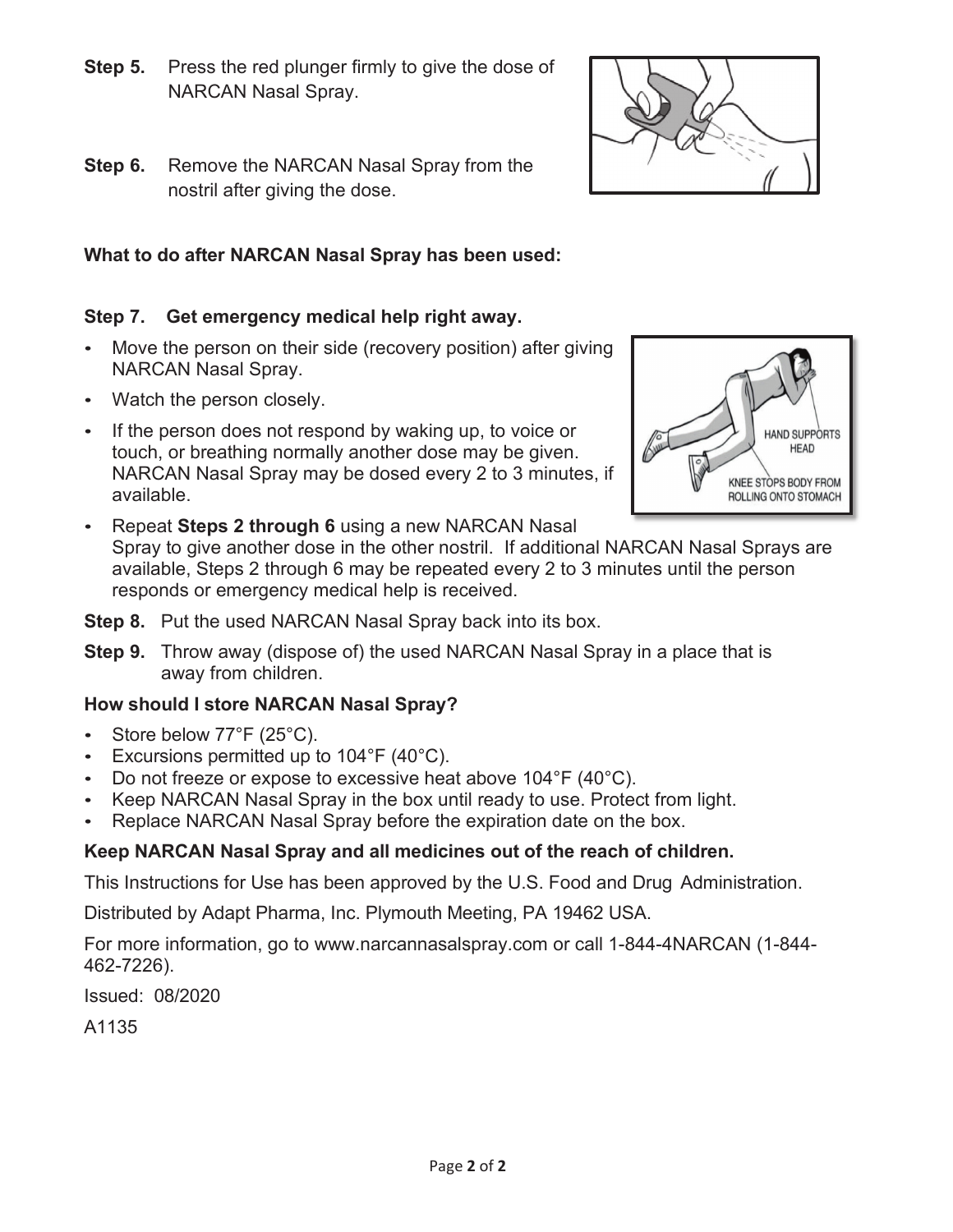**Step 5.** Press the red plunger firmly to give the dose of NARCAN Nasal Spray.

**Step 6.** Remove the NARCAN Nasal Spray from the nostril after giving the dose.

**What to do after NARCAN Nasal Spray has been used:**

**Step 7. Get emergency medical help right away.**

- Move the person on their side (recovery position) after giving NARCAN Nasal Spray.
- Watch the person closely.
- If the person does not respond by waking up, to voice or touch, or breathing normally another dose may be given. NARCAN Nasal Spray may be dosed every 2 to 3 minutes, if available.
- Repeat **Steps 2 through 6** using a new NARCAN Nasal Spray to give another dose in the other nostril. If additional NARCAN Nasal Sprays are available, Steps 2 through 6 may be repeated every 2 to 3 minutes until the person responds or emergency medical help is received.

HAND SUPPORTS HEAD

KNEE STOPS BODY FROM ROLLING ONTO STOMACH

**Step 8.** Put the used NARCAN Nasal Spray back into its box.

**Step 9.** Throw away (dispose of) the used NARCAN Nasal Spray in a place that is away from children.

**How should I store NARCAN Nasal Spray?**

- Store below 77°F (25°C).
- Excursions permitted up to 104°F (40°C).
- Do not freeze or expose to excessive heat above 104°F (40°C).
- Keep NARCAN Nasal Spray in the box until ready to use. Protect from light.
- Replace NARCAN Nasal Spray before the expiration date on the box.

**Keep NARCAN Nasal Spray and all medicines out of the reach of children.**

This Instructions for Use has been approved by the U.S. Food and Drug Administration.

Distributed by Adapt Pharma, Inc. Plymouth Meeting, PA 19462 USA.

For more information, go to www.narcannasalspray.com or call 1-844-4NARCAN (1-844-462-7226).

Issued: 08/2020

A1135